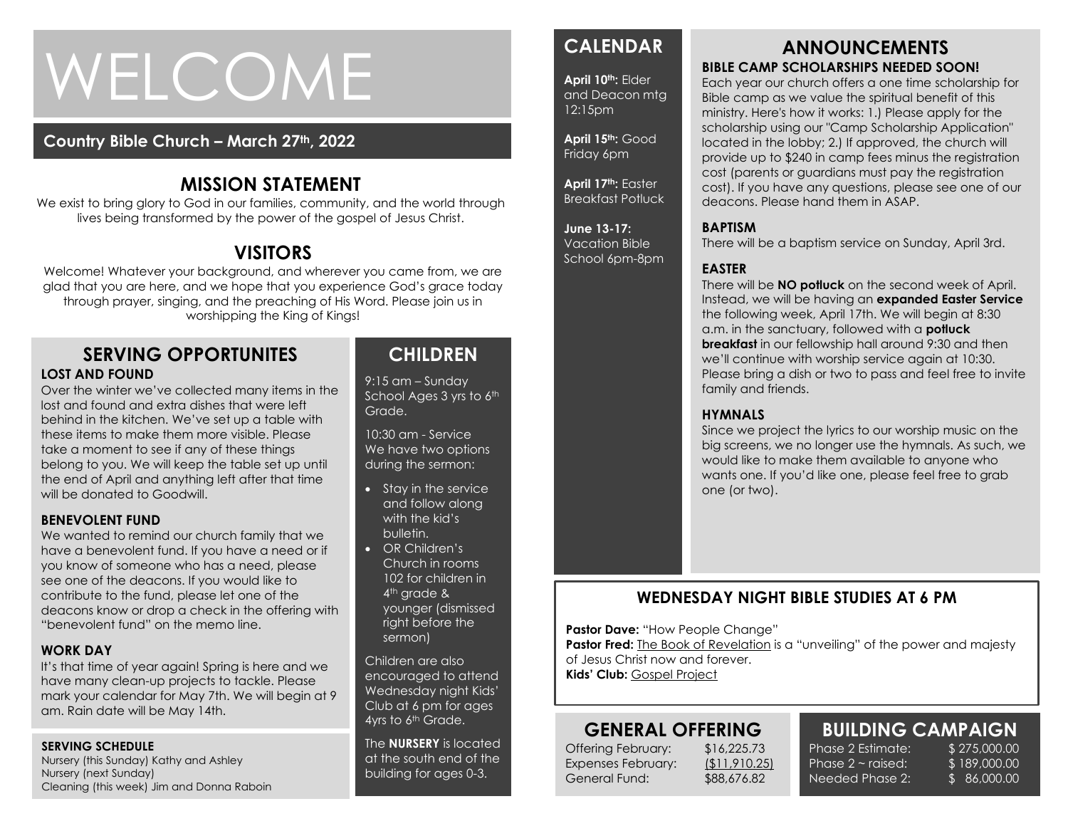# WELCOME

**Country Bible Church – March 27th, 2022**

## MISSION STATEMENT

We exist to bring glory to God in our families, community, and the world through lives being transformed by the power of the gospel of Jesus Christ.

## VISITORS

Welcome! Whatever your background, and wherever you came from, we are glad that you are here, and we hope that you experience God's grace today through prayer, singing, and the preaching of His Word. Please join us in worshipping the King of Kings!

## SERVING OPPORTUNITES

### LOST AND FOUND

Over the winter we've collected many items in the lost and found and extra dishes that were left behind in the kitchen. We've set up a table with these items to make them more visible. Please take a moment to see if any of these things belong to you. We will keep the table set up until the end of April and anything left after that time will be donated to Goodwill.

### BENEVOLENT FUND

We wanted to remind our church family that we have a benevolent fund. If you have a need or if you know of someone who has a need, please see one of the deacons. If you would like to contribute to the fund, please let one of the deacons know or drop a check in the offering with "benevolent fund" on the memo line.

### WORK DAY

It's that time of year again! Spring is here and we have many clean-up projects to tackle. Please mark your calendar for May 7th. We will begin at 9 am. Rain date will be May 14th.

### SERVING SCHEDULE

Nursery (this Sunday) Kathy and Ashley
Nursery (next Sunday)
Cleaning (this week) Jim and Donna Raboin

## CHILDREN

9:15 am – Sunday School Ages 3 yrs to 6th Grade.

10:30 am - Service
We have two options during the sermon:

- Stay in the service and follow along with the kid's bulletin.
- OR Children's Church in rooms 102 for children in 4th grade & younger (dismissed right before the sermon)

Children are also encouraged to attend Wednesday night Kids' Club at 6 pm for ages 4yrs to 6th Grade.

The **NURSERY** is located at the south end of the building for ages 0-3.

## CALENDAR

**April 10th:** Elder and Deacon mtg 12:15pm

**April 15th:** Good Friday 6pm

**April 17th:** Easter Breakfast Potluck

**June 13-17:** Vacation Bible School 6pm-8pm

## ANNOUNCEMENTS

### BIBLE CAMP SCHOLARSHIPS NEEDED SOON!

Each year our church offers a one time scholarship for Bible camp as we value the spiritual benefit of this ministry. Here's how it works: 1.) Please apply for the scholarship using our "Camp Scholarship Application" located in the lobby; 2.) If approved, the church will provide up to $240 in camp fees minus the registration cost (parents or guardians must pay the registration cost). If you have any questions, please see one of our deacons. Please hand them in ASAP.

### BAPTISM

There will be a baptism service on Sunday, April 3rd.

### EASTER

There will be **NO potluck** on the second week of April. Instead, we will be having an **expanded Easter Service** the following week, April 17th. We will begin at 8:30 a.m. in the sanctuary, followed with a **potluck breakfast** in our fellowship hall around 9:30 and then we'll continue with worship service again at 10:30. Please bring a dish or two to pass and feel free to invite family and friends.

### HYMNALS

Since we project the lyrics to our worship music on the big screens, we no longer use the hymnals. As such, we would like to make them available to anyone who wants one. If you'd like one, please feel free to grab one (or two).

## WEDNESDAY NIGHT BIBLE STUDIES AT 6 PM

**Pastor Dave:** "How People Change"
**Pastor Fred:** The Book of Revelation is a "unveiling" of the power and majesty of Jesus Christ now and forever.
**Kids' Club:** Gospel Project

## GENERAL OFFERING

| | |
|---|---|
| Offering February: | $16,225.73 |
| Expenses February: | ($11,910.25) |
| General Fund: | $88,676.82 |

## BUILDING CAMPAIGN

| | |
|---|---|
| Phase 2 Estimate: | $ 275,000.00 |
| Phase 2 ~ raised: | $ 189,000.00 |
| Needed Phase 2: | $ 86,000.00 |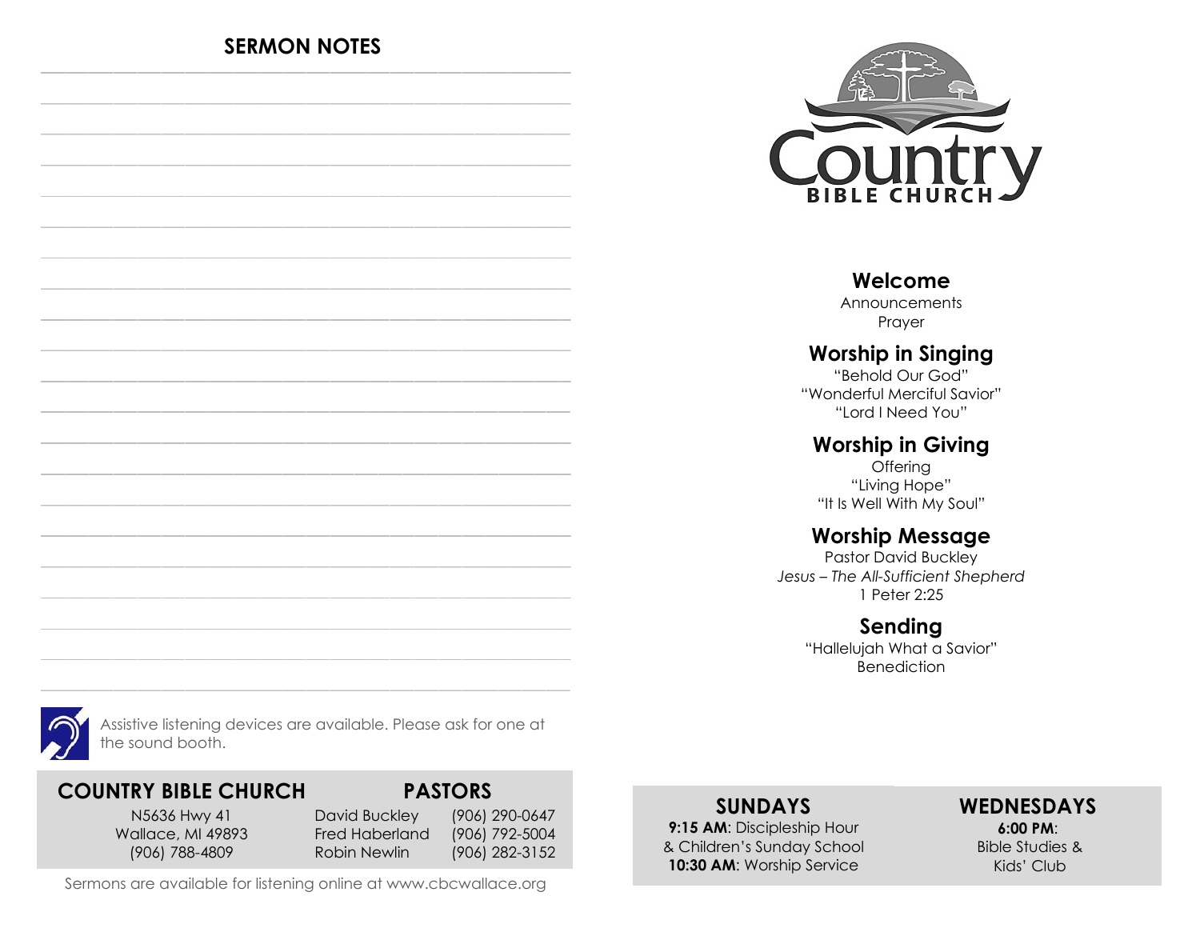## SERMON NOTES

Assistive listening devices are available. Please ask for one at the sound booth.

### COUNTRY BIBLE CHURCH

N5636 Hwy 41
Wallace, MI 49893
(906) 788-4809

### PASTORS

| | |
|---|---|
| David Buckley | (906) 290-0647 |
| Fred Haberland | (906) 792-5004 |
| Robin Newlin | (906) 282-3152 |

Sermons are available for listening online at www.cbcwallace.org

# Country
BIBLE CHURCH

## Welcome

Announcements
Prayer

## Worship in Singing

"Behold Our God"
"Wonderful Merciful Savior"
"Lord I Need You"

## Worship in Giving

Offering
"Living Hope"
"It Is Well With My Soul"

## Worship Message

Pastor David Buckley
*Jesus – The All-Sufficient Shepherd*
1 Peter 2:25

## Sending

"Hallelujah What a Savior"
Benediction

### SUNDAYS

**9:15 AM**: Discipleship Hour & Children's Sunday School
**10:30 AM**: Worship Service

### WEDNESDAYS

**6:00 PM**: Bible Studies & Kids' Club